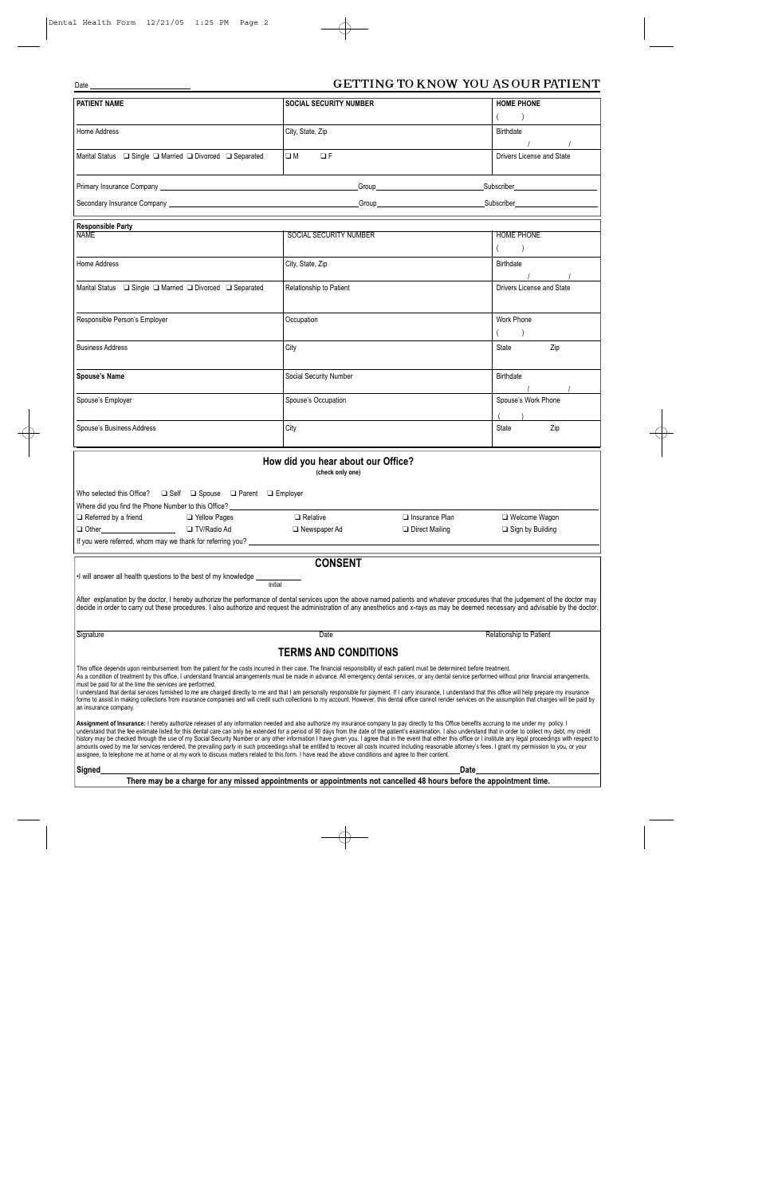Date ______________________

# GETTING TO KNOW YOU AS OUR PATIENT

| **PATIENT NAME** | **SOCIAL SECURITY NUMBER** | **HOME PHONE** ( ) |
|---|---|---|
| Home Address | City, State, Zip | Birthdate / / |
| Marital Status ❑ Single ❑ Married ❑ Divorced ❑ Separated | ❑ M ❑ F | Drivers License and State |

Primary Insurance Company ______________________ Group ______________ Subscriber ______________

Secondary Insurance Company ______________________ Group ______________ Subscriber ______________

**Responsible Party**

| NAME | SOCIAL SECURITY NUMBER | HOME PHONE ( ) |
|---|---|---|
| Home Address | City, State, Zip | Birthdate / / |
| Marital Status ❑ Single ❑ Married ❑ Divorced ❑ Separated | Relationship to Patient | Drivers License and State |
| Responsible Person's Employer | Occupation | Work Phone ( ) |
| Business Address | City | State Zip |
| **Spouse's Name** | Social Security Number | Birthdate / / |
| Spouse's Employer | Spouse's Occupation | Spouse's Work Phone ( ) |
| Spouse's Business Address | City | State Zip |

## How did you hear about our Office?

(check only one)

Who selected this Office? ❑ Self ❑ Spouse ❑ Parent ❑ Employer

Where did you find the Phone Number to this Office? ______________________

| | | | | |
|---|---|---|---|---|
| ❑ Referred by a friend | ❑ Yellow Pages | ❑ Relative | ❑ Insurance Plan | ❑ Welcome Wagon |
| ❑ Other ______________ | ❑ TV/Radio Ad | ❑ Newspaper Ad | ❑ Direct Mailing | ❑ Sign by Building |

If you were referred, whom may we thank for referring you? ______________________

## CONSENT

•I will answer all health questions to the best of my knowledge ____________ Initial

After explanation by the doctor, I hereby authorize the performance of dental services upon the above named patients and whatever procedures that the judgement of the doctor may decide in order to carry out these procedures. I also authorize and request the administration of any anesthetics and x-rays as may be deemed necessary and advisable by the doctor.

Signature ______________ Date ______________ Relationship to Patient ______________

## TERMS AND CONDITIONS

This office depends upon reimbursement from the patient for the costs incurred in their case. The financial responsibility of each patient must be determined before treatment.
As a condition of treatment by this office, I understand financial arrangements must be made in advance. All emergency dental services, or any dental service performed without prior financial arrangements, must be paid for at the time the services are performed.
I understand that dental services furnished to me are charged directly to me and that I am personally responsible for payment. If I carry insurance, I understand that this office will help prepare my insurance forms to assist in making collections from insurance companies and will credit such collections to my account. However, this dental office cannot render services on the assumption that charges will be paid by an insurance company.

**Assignment of Insurance:** I hereby authorize releases of any information needed and also authorize my insurance company to pay directly to this Office benefits accruing to me under my policy. I understand that the fee estimate listed for this dental care can only be extended for a period of 90 days from the date of the patient's examination. I also understand that in order to collect my debt, my credit history may be checked through the use of my Social Security Number or any other information I have given you. I agree that in the event that either this office or I institute any legal proceedings with respect to amounts owed by me for services rendered, the prevailing party in such proceedings shall be entitled to recover all costs incurred including reasonable attorney's fees. I grant my permission to you, or your assignee, to telephone me at home or at my work to discuss matters related to this form. I have read the above conditions and agree to their content.

**Signed** ______________________ **Date** ______________

**There may be a charge for any missed appointments or appointments not cancelled 48 hours before the appointment time.**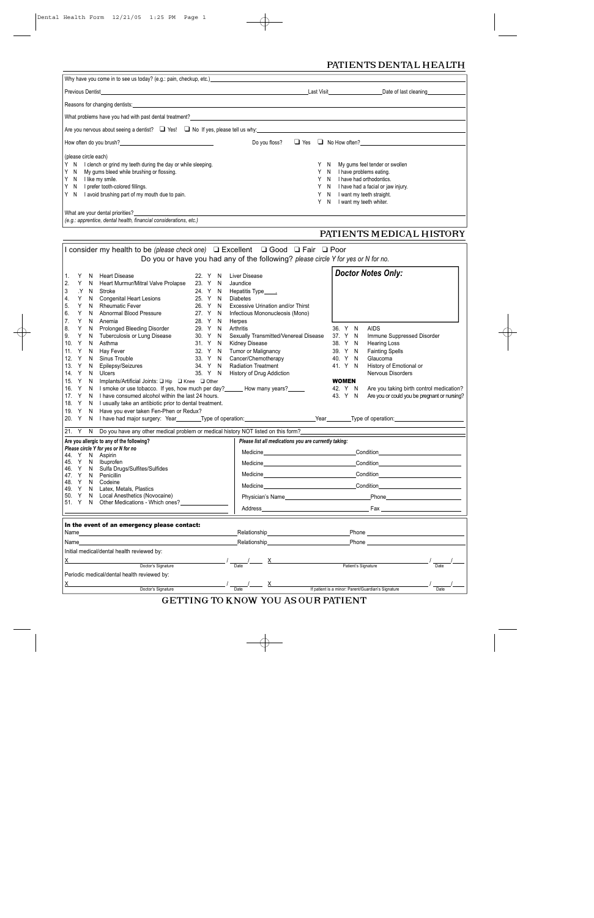# PATIENTS DENTAL HEALTH

Why have you come in to see us today? (e.g.: pain, checkup, etc.) ______

Previous Dentist ______ Last Visit ______ Date of last cleaning ______

Reasons for changing dentists: ______

What problems have you had with past dental treatment? ______

Are you nervous about seeing a dentist? ❑ Yes! ❑ No If yes, please tell us why: ______

How often do you brush? ______ Do you floss? ❑ Yes ❑ No How often? ______

(please circle each)

- Y N I clench or grind my teeth during the day or while sleeping.
- Y N My gums bleed while brushing or flossing.
- Y N I like my smile.
- Y N I prefer tooth-colored fillings.
- Y N I avoid brushing part of my mouth due to pain.
- Y N My gums feel tender or swollen
- Y N I have problems eating.
- Y N I have had orthodontics.
- Y N I have had a facial or jaw injury.
- Y N I want my teeth straight.
- Y N I want my teeth whiter.

What are your dental priorities? ______

*(e.g.: apprentice, dental health, financial considerations, etc.)*

# PATIENTS MEDICAL HISTORY

I consider my health to be *(please check one)* ❑ Excellent ❑ Good ❑ Fair ❑ Poor

Do you or have you had any of the following? *please circle Y for yes or N for no.*

1. Y N Heart Disease
2. Y N Heart Murmur/Mitral Valve Prolapse
3. Y N Stroke
4. Y N Congenital Heart Lesions
5. Y N Rheumatic Fever
6. Y N Abnormal Blood Pressure
7. Y N Anemia
8. Y N Prolonged Bleeding Disorder
9. Y N Tuberculosis or Lung Disease
10. Y N Asthma
11. Y N Hay Fever
12. Y N Sinus Trouble
13. Y N Epilepsy/Seizures
14. Y N Ulcers
15. Y N Implants/Artificial Joints: ❑ Hip ❑ Knee ❑ Other
16. Y N I smoke or use tobacco. If yes, how much per day? ______ How many years? ______
17. Y N I have consumed alcohol within the last 24 hours.
18. Y N I usually take an antibiotic prior to dental treatment.
19. Y N Have you ever taken Fen-Phen or Redux?
20. Y N I have had major surgery: Year ______ Type of operation: ______ Year ______ Type of operation: ______
21. Y N Do you have any other medical problem or medical history NOT listed on this form? ______
22. Y N Liver Disease
23. Y N Jaundice
24. Y N Hepatitis Type ____
25. Y N Diabetes
26. Y N Excessive Urination and/or Thirst
27. Y N Infectious Mononucleosis (Mono)
28. Y N Herpes
29. Y N Arthritis
30. Y N Sexually Transmitted/Venereal Disease
31. Y N Kidney Disease
32. Y N Tumor or Malignancy
33. Y N Cancer/Chemotherapy
34. Y N Radiation Treatment
35. Y N History of Drug Addiction
36. Y N AIDS
37. Y N Immune Suppressed Disorder
38. Y N Hearing Loss
39. Y N Fainting Spells
40. Y N Glaucoma
41. Y N History of Emotional or Nervous Disorders

**Doctor Notes Only:**

**WOMEN**

42. Y N Are you taking birth control medication?
43. Y N Are you or could you be pregnant or nursing?

**Are you allergic to any of the following?**

***Please circle Y for yes or N for no***

44. Y N Aspirin
45. Y N Ibuprofen
46. Y N Sulfa Drugs/Sulfites/Sulfides
47. Y N Penicillin
48. Y N Codeine
49. Y N Latex, Metals, Plastics
50. Y N Local Anesthetics (Novocaine)
51. Y N Other Medications - Which ones? ______

***Please list all medications you are currently taking:***

Medicine ______ Condition ______

Medicine ______ Condition ______

Medicine ______ Condition ______

Medicine ______ Condition ______

Physician's Name ______ Phone ______

Address ______ Fax ______

**In the event of an emergency please contact:**

Name ______ Relationship ______ Phone ______

Name ______ Relationship ______ Phone ______

Initial medical/dental health reviewed by:

X ______ Doctor's Signature ___/___/___ Date X ______ Patient's Signature ___/___/___ Date

Periodic medical/dental health reviewed by:

X ______ Doctor's Signature ___/___/___ Date X ______ If patient is a minor: Parent/Guardian's Signature ___/___/___ Date

# GETTING TO KNOW YOU AS OUR PATIENT